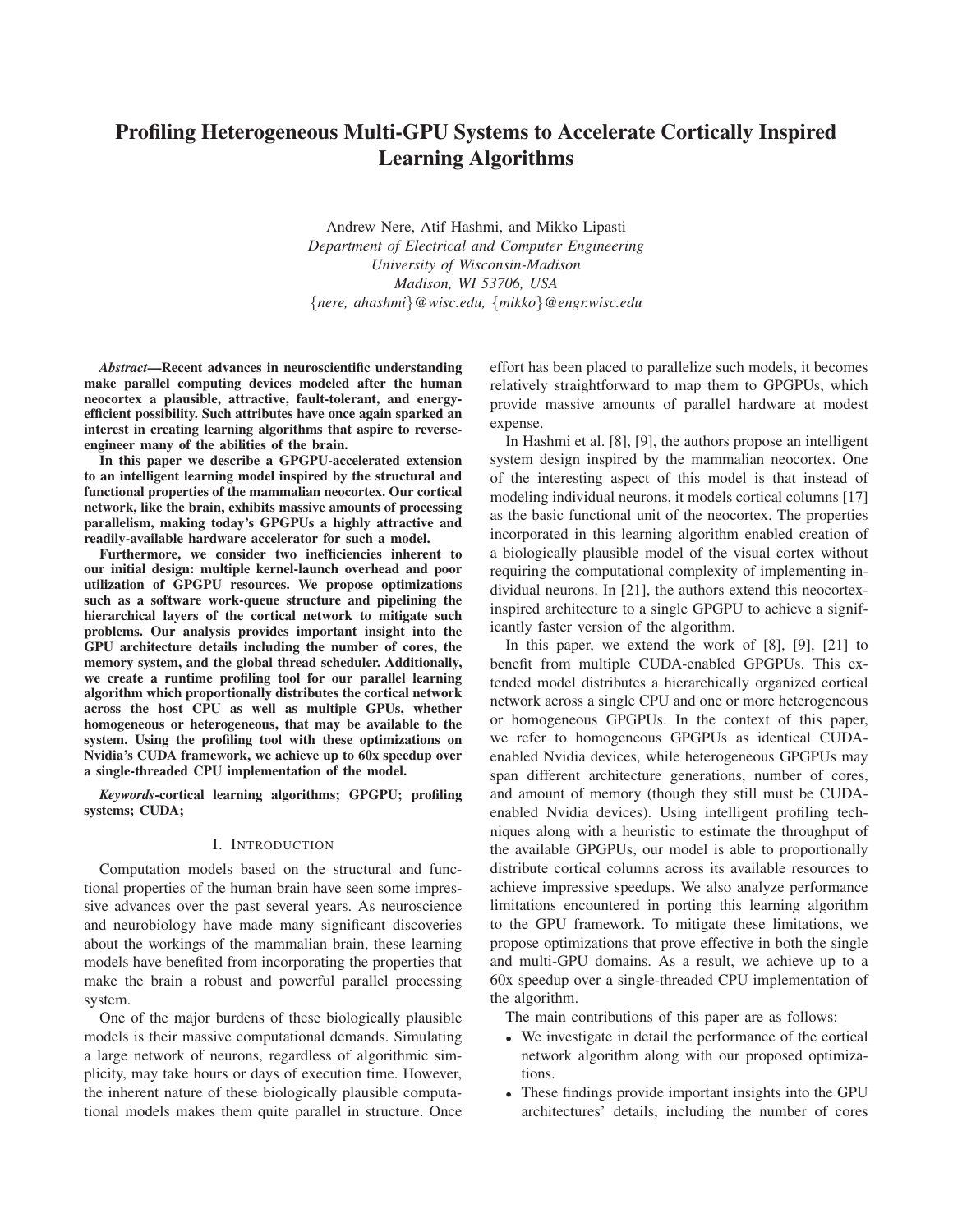# Profiling Heterogeneous Multi-GPU Systems to Accelerate Cortically Inspired Learning Algorithms

Andrew Nere, Atif Hashmi, and Mikko Lipasti
*Department of Electrical and Computer Engineering*
*University of Wisconsin-Madison*
*Madison, WI 53706, USA*
{*nere, ahashmi*}*@wisc.edu*, {*mikko*}*@engr.wisc.edu*

***Abstract*—Recent advances in neuroscientific understanding make parallel computing devices modeled after the human neocortex a plausible, attractive, fault-tolerant, and energy-efficient possibility. Such attributes have once again sparked an interest in creating learning algorithms that aspire to reverse-engineer many of the abilities of the brain.**

**In this paper we describe a GPGPU-accelerated extension to an intelligent learning model inspired by the structural and functional properties of the mammalian neocortex. Our cortical network, like the brain, exhibits massive amounts of processing parallelism, making today's GPGPUs a highly attractive and readily-available hardware accelerator for such a model.**

**Furthermore, we consider two inefficiencies inherent to our initial design: multiple kernel-launch overhead and poor utilization of GPGPU resources. We propose optimizations such as a software work-queue structure and pipelining the hierarchical layers of the cortical network to mitigate such problems. Our analysis provides important insight into the GPU architecture details including the number of cores, the memory system, and the global thread scheduler. Additionally, we create a runtime profiling tool for our parallel learning algorithm which proportionally distributes the cortical network across the host CPU as well as multiple GPUs, whether homogeneous or heterogeneous, that may be available to the system. Using the profiling tool with these optimizations on Nvidia's CUDA framework, we achieve up to 60x speedup over a single-threaded CPU implementation of the model.**

***Keywords*-cortical learning algorithms; GPGPU; profiling systems; CUDA;**

## I. Introduction

Computation models based on the structural and functional properties of the human brain have seen some impressive advances over the past several years. As neuroscience and neurobiology have made many significant discoveries about the workings of the mammalian brain, these learning models have benefited from incorporating the properties that make the brain a robust and powerful parallel processing system.

One of the major burdens of these biologically plausible models is their massive computational demands. Simulating a large network of neurons, regardless of algorithmic simplicity, may take hours or days of execution time. However, the inherent nature of these biologically plausible computational models makes them quite parallel in structure. Once effort has been placed to parallelize such models, it becomes relatively straightforward to map them to GPGPUs, which provide massive amounts of parallel hardware at modest expense.

In Hashmi et al. [8], [9], the authors propose an intelligent system design inspired by the mammalian neocortex. One of the interesting aspect of this model is that instead of modeling individual neurons, it models cortical columns [17] as the basic functional unit of the neocortex. The properties incorporated in this learning algorithm enabled creation of a biologically plausible model of the visual cortex without requiring the computational complexity of implementing individual neurons. In [21], the authors extend this neocortex-inspired architecture to a single GPGPU to achieve a significantly faster version of the algorithm.

In this paper, we extend the work of [8], [9], [21] to benefit from multiple CUDA-enabled GPGPUs. This extended model distributes a hierarchically organized cortical network across a single CPU and one or more heterogeneous or homogeneous GPGPUs. In the context of this paper, we refer to homogeneous GPGPUs as identical CUDA-enabled Nvidia devices, while heterogeneous GPGPUs may span different architecture generations, number of cores, and amount of memory (though they still must be CUDA-enabled Nvidia devices). Using intelligent profiling techniques along with a heuristic to estimate the throughput of the available GPGPUs, our model is able to proportionally distribute cortical columns across its available resources to achieve impressive speedups. We also analyze performance limitations encountered in porting this learning algorithm to the GPU framework. To mitigate these limitations, we propose optimizations that prove effective in both the single and multi-GPU domains. As a result, we achieve up to a 60x speedup over a single-threaded CPU implementation of the algorithm.

The main contributions of this paper are as follows:

- We investigate in detail the performance of the cortical network algorithm along with our proposed optimizations.
- These findings provide important insights into the GPU architectures' details, including the number of cores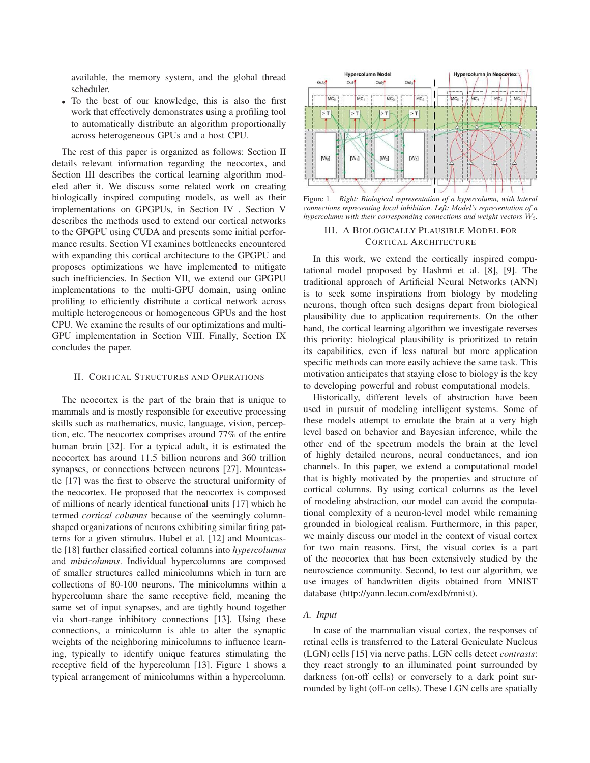available, the memory system, and the global thread scheduler.

- To the best of our knowledge, this is also the first work that effectively demonstrates using a profiling tool to automatically distribute an algorithm proportionally across heterogeneous GPUs and a host CPU.

The rest of this paper is organized as follows: Section II details relevant information regarding the neocortex, and Section III describes the cortical learning algorithm modeled after it. We discuss some related work on creating biologically inspired computing models, as well as their implementations on GPGPUs, in Section IV . Section V describes the methods used to extend our cortical networks to the GPGPU using CUDA and presents some initial performance results. Section VI examines bottlenecks encountered with expanding this cortical architecture to the GPGPU and proposes optimizations we have implemented to mitigate such inefficiencies. In Section VII, we extend our GPGPU implementations to the multi-GPU domain, using online profiling to efficiently distribute a cortical network across multiple heterogeneous or homogeneous GPUs and the host CPU. We examine the results of our optimizations and multi-GPU implementation in Section VIII. Finally, Section IX concludes the paper.

## II. Cortical Structures and Operations

The neocortex is the part of the brain that is unique to mammals and is mostly responsible for executive processing skills such as mathematics, music, language, vision, perception, etc. The neocortex comprises around 77% of the entire human brain [32]. For a typical adult, it is estimated the neocortex has around 11.5 billion neurons and 360 trillion synapses, or connections between neurons [27]. Mountcastle [17] was the first to observe the structural uniformity of the neocortex. He proposed that the neocortex is composed of millions of nearly identical functional units [17] which he termed *cortical columns* because of the seemingly column-shaped organizations of neurons exhibiting similar firing patterns for a given stimulus. Hubel et al. [12] and Mountcastle [18] further classified cortical columns into *hypercolumns* and *minicolumns*. Individual hypercolumns are composed of smaller structures called minicolumns which in turn are collections of 80-100 neurons. The minicolumns within a hypercolumn share the same receptive field, meaning the same set of input synapses, and are tightly bound together via short-range inhibitory connections [13]. Using these connections, a minicolumn is able to alter the synaptic weights of the neighboring minicolumns to influence learning, typically to identify unique features stimulating the receptive field of the hypercolumn [13]. Figure 1 shows a typical arrangement of minicolumns within a hypercolumn.

Hypercolumn Model

Hypercolumn in Neocortex

Out$_0$ Out$_1$ Out$_2$ Out$_3$

MC$_0$ MC$_1$ MC$_2$ MC$_3$

> T

[W$_0$] [W$_1$] [W$_2$] [W$_3$]

Figure 1. *Right: Biological representation of a hypercolumn, with lateral connections representing local inhibition. Left: Model's representation of a hypercolumn with their corresponding connections and weight vectors $W_i$.*

## III. A Biologically Plausible Model for Cortical Architecture

In this work, we extend the cortically inspired computational model proposed by Hashmi et al. [8], [9]. The traditional approach of Artificial Neural Networks (ANN) is to seek some inspirations from biology by modeling neurons, though often such designs depart from biological plausibility due to application requirements. On the other hand, the cortical learning algorithm we investigate reverses this priority: biological plausibility is prioritized to retain its capabilities, even if less natural but more application specific methods can more easily achieve the same task. This motivation anticipates that staying close to biology is the key to developing powerful and robust computational models.

Historically, different levels of abstraction have been used in pursuit of modeling intelligent systems. Some of these models attempt to emulate the brain at a very high level based on behavior and Bayesian inference, while the other end of the spectrum models the brain at the level of highly detailed neurons, neural conductances, and ion channels. In this paper, we extend a computational model that is highly motivated by the properties and structure of cortical columns. By using cortical columns as the level of modeling abstraction, our model can avoid the computational complexity of a neuron-level model while remaining grounded in biological realism. Furthermore, in this paper, we mainly discuss our model in the context of visual cortex for two main reasons. First, the visual cortex is a part of the neocortex that has been extensively studied by the neuroscience community. Second, to test our algorithm, we use images of handwritten digits obtained from MNIST database (http://yann.lecun.com/exdb/mnist).

### A. Input

In case of the mammalian visual cortex, the responses of retinal cells is transferred to the Lateral Geniculate Nucleus (LGN) cells [15] via nerve paths. LGN cells detect *contrasts*: they react strongly to an illuminated point surrounded by darkness (on-off cells) or conversely to a dark point surrounded by light (off-on cells). These LGN cells are spatially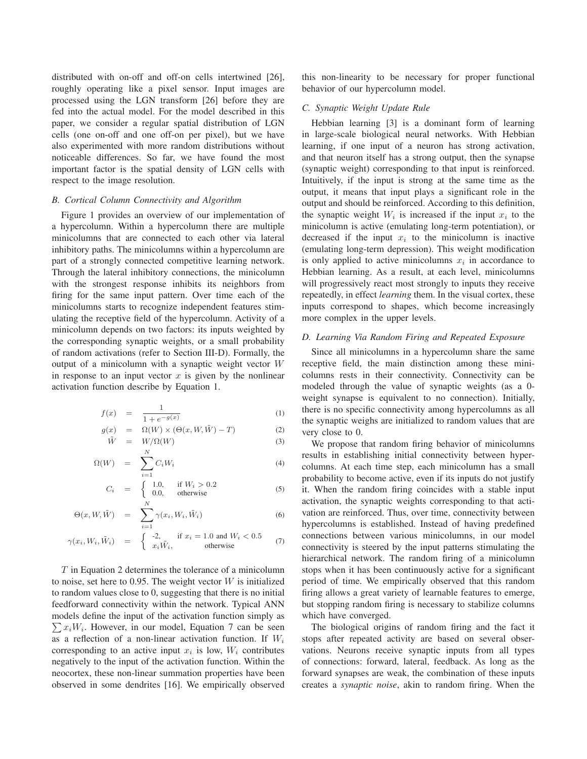distributed with on-off and off-on cells intertwined [26], roughly operating like a pixel sensor. Input images are processed using the LGN transform [26] before they are fed into the actual model. For the model described in this paper, we consider a regular spatial distribution of LGN cells (one on-off and one off-on per pixel), but we have also experimented with more random distributions without noticeable differences. So far, we have found the most important factor is the spatial density of LGN cells with respect to the image resolution.

### B. Cortical Column Connectivity and Algorithm

Figure 1 provides an overview of our implementation of a hypercolumn. Within a hypercolumn there are multiple minicolumns that are connected to each other via lateral inhibitory paths. The minicolumns within a hypercolumn are part of a strongly connected competitive learning network. Through the lateral inhibitory connections, the minicolumn with the strongest response inhibits its neighbors from firing for the same input pattern. Over time each of the minicolumns starts to recognize independent features stimulating the receptive field of the hypercolumn. Activity of a minicolumn depends on two factors: its inputs weighted by the corresponding synaptic weights, or a small probability of random activations (refer to Section III-D). Formally, the output of a minicolumn with a synaptic weight vector $W$ in response to an input vector $x$ is given by the nonlinear activation function describe by Equation 1.

$$f(x) = \frac{1}{1+e^{-g(x)}} \tag{1}$$

$$g(x) = \Omega(W) \times (\Theta(x, W, \tilde{W}) - T) \tag{2}$$

$$\tilde{W} = W/\Omega(W) \tag{3}$$

$$\Omega(W) = \sum_{i=1}^{N} C_i W_i \tag{4}$$

$$C_i = \begin{cases} 1.0, & \text{if } W_i > 0.2 \\ 0.0, & \text{otherwise} \end{cases} \tag{5}$$

$$\Theta(x, W, \tilde{W}) = \sum_{i=1}^{N} \gamma(x_i, W_i, \tilde{W}_i) \tag{6}$$

$$\gamma(x_i, W_i, \tilde{W}_i) = \begin{cases} -2, & \text{if } x_i = 1.0 \text{ and } W_i < 0.5 \\ x_i \tilde{W}_i, & \text{otherwise} \end{cases} \tag{7}$$

$T$ in Equation 2 determines the tolerance of a minicolumn to noise, set here to 0.95. The weight vector $W$ is initialized to random values close to 0, suggesting that there is no initial feedforward connectivity within the network. Typical ANN models define the input of the activation function simply as $\sum x_i W_i$. However, in our model, Equation 7 can be seen as a reflection of a non-linear activation function. If $W_i$ corresponding to an active input $x_i$ is low, $W_i$ contributes negatively to the input of the activation function. Within the neocortex, these non-linear summation properties have been observed in some dendrites [16]. We empirically observed this non-linearity to be necessary for proper functional behavior of our hypercolumn model.

### C. Synaptic Weight Update Rule

Hebbian learning [3] is a dominant form of learning in large-scale biological neural networks. With Hebbian learning, if one input of a neuron has strong activation, and that neuron itself has a strong output, then the synapse (synaptic weight) corresponding to that input is reinforced. Intuitively, if the input is strong at the same time as the output, it means that input plays a significant role in the output and should be reinforced. According to this definition, the synaptic weight $W_i$ is increased if the input $x_i$ to the minicolumn is active (emulating long-term potentiation), or decreased if the input $x_i$ to the minicolumn is inactive (emulating long-term depression). This weight modification is only applied to active minicolumns $x_i$ in accordance to Hebbian learning. As a result, at each level, minicolumns will progressively react most strongly to inputs they receive repeatedly, in effect *learning* them. In the visual cortex, these inputs correspond to shapes, which become increasingly more complex in the upper levels.

### D. Learning Via Random Firing and Repeated Exposure

Since all minicolumns in a hypercolumn share the same receptive field, the main distinction among these minicolumns rests in their connectivity. Connectivity can be modeled through the value of synaptic weights (as a 0-weight synapse is equivalent to no connection). Initially, there is no specific connectivity among hypercolumns as all the synaptic weighs are initialized to random values that are very close to 0.

We propose that random firing behavior of minicolumns results in establishing initial connectivity between hypercolumns. At each time step, each minicolumn has a small probability to become active, even if its inputs do not justify it. When the random firing coincides with a stable input activation, the synaptic weights corresponding to that activation are reinforced. Thus, over time, connectivity between hypercolumns is established. Instead of having predefined connections between various minicolumns, in our model connectivity is steered by the input patterns stimulating the hierarchical network. The random firing of a minicolumn stops when it has been continuously active for a significant period of time. We empirically observed that this random firing allows a great variety of learnable features to emerge, but stopping random firing is necessary to stabilize columns which have converged.

The biological origins of random firing and the fact it stops after repeated activity are based on several observations. Neurons receive synaptic inputs from all types of connections: forward, lateral, feedback. As long as the forward synapses are weak, the combination of these inputs creates a *synaptic noise*, akin to random firing. When the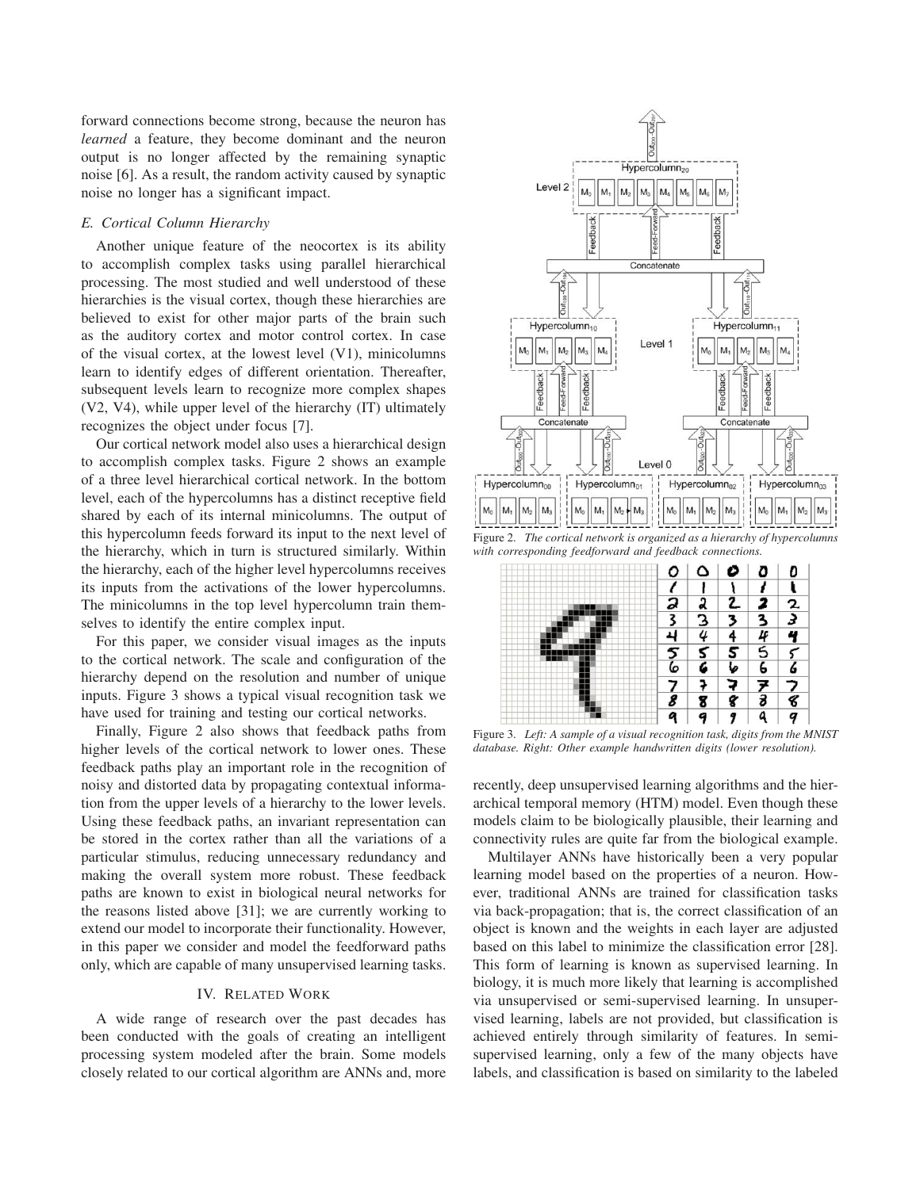forward connections become strong, because the neuron has *learned* a feature, they become dominant and the neuron output is no longer affected by the remaining synaptic noise [6]. As a result, the random activity caused by synaptic noise no longer has a significant impact.

### *E. Cortical Column Hierarchy*

Another unique feature of the neocortex is its ability to accomplish complex tasks using parallel hierarchical processing. The most studied and well understood of these hierarchies is the visual cortex, though these hierarchies are believed to exist for other major parts of the brain such as the auditory cortex and motor control cortex. In case of the visual cortex, at the lowest level (V1), minicolumns learn to identify edges of different orientation. Thereafter, subsequent levels learn to recognize more complex shapes (V2, V4), while upper level of the hierarchy (IT) ultimately recognizes the object under focus [7].

Our cortical network model also uses a hierarchical design to accomplish complex tasks. Figure 2 shows an example of a three level hierarchical cortical network. In the bottom level, each of the hypercolumns has a distinct receptive field shared by each of its internal minicolumns. The output of this hypercolumn feeds forward its input to the next level of the hierarchy, which in turn is structured similarly. Within the hierarchy, each of the higher level hypercolumns receives its inputs from the activations of the lower hypercolumns. The minicolumns in the top level hypercolumn train themselves to identify the entire complex input.

For this paper, we consider visual images as the inputs to the cortical network. The scale and configuration of the hierarchy depend on the resolution and number of unique inputs. Figure 3 shows a typical visual recognition task we have used for training and testing our cortical networks.

Finally, Figure 2 also shows that feedback paths from higher levels of the cortical network to lower ones. These feedback paths play an important role in the recognition of noisy and distorted data by propagating contextual information from the upper levels of a hierarchy to the lower levels. Using these feedback paths, an invariant representation can be stored in the cortex rather than all the variations of a particular stimulus, reducing unnecessary redundancy and making the overall system more robust. These feedback paths are known to exist in biological neural networks for the reasons listed above [31]; we are currently working to extend our model to incorporate their functionality. However, in this paper we consider and model the feedforward paths only, which are capable of many unsupervised learning tasks.

Figure 2. *The cortical network is organized as a hierarchy of hypercolumns with corresponding feedforward and feedback connections.*

Figure 3. *Left: A sample of a visual recognition task, digits from the MNIST database. Right: Other example handwritten digits (lower resolution).*

## IV. Related Work

A wide range of research over the past decades has been conducted with the goals of creating an intelligent processing system modeled after the brain. Some models closely related to our cortical algorithm are ANNs and, more recently, deep unsupervised learning algorithms and the hierarchical temporal memory (HTM) model. Even though these models claim to be biologically plausible, their learning and connectivity rules are quite far from the biological example.

Multilayer ANNs have historically been a very popular learning model based on the properties of a neuron. However, traditional ANNs are trained for classification tasks via back-propagation; that is, the correct classification of an object is known and the weights in each layer are adjusted based on this label to minimize the classification error [28]. This form of learning is known as supervised learning. In biology, it is much more likely that learning is accomplished via unsupervised or semi-supervised learning. In unsupervised learning, labels are not provided, but classification is achieved entirely through similarity of features. In semi-supervised learning, only a few of the many objects have labels, and classification is based on similarity to the labeled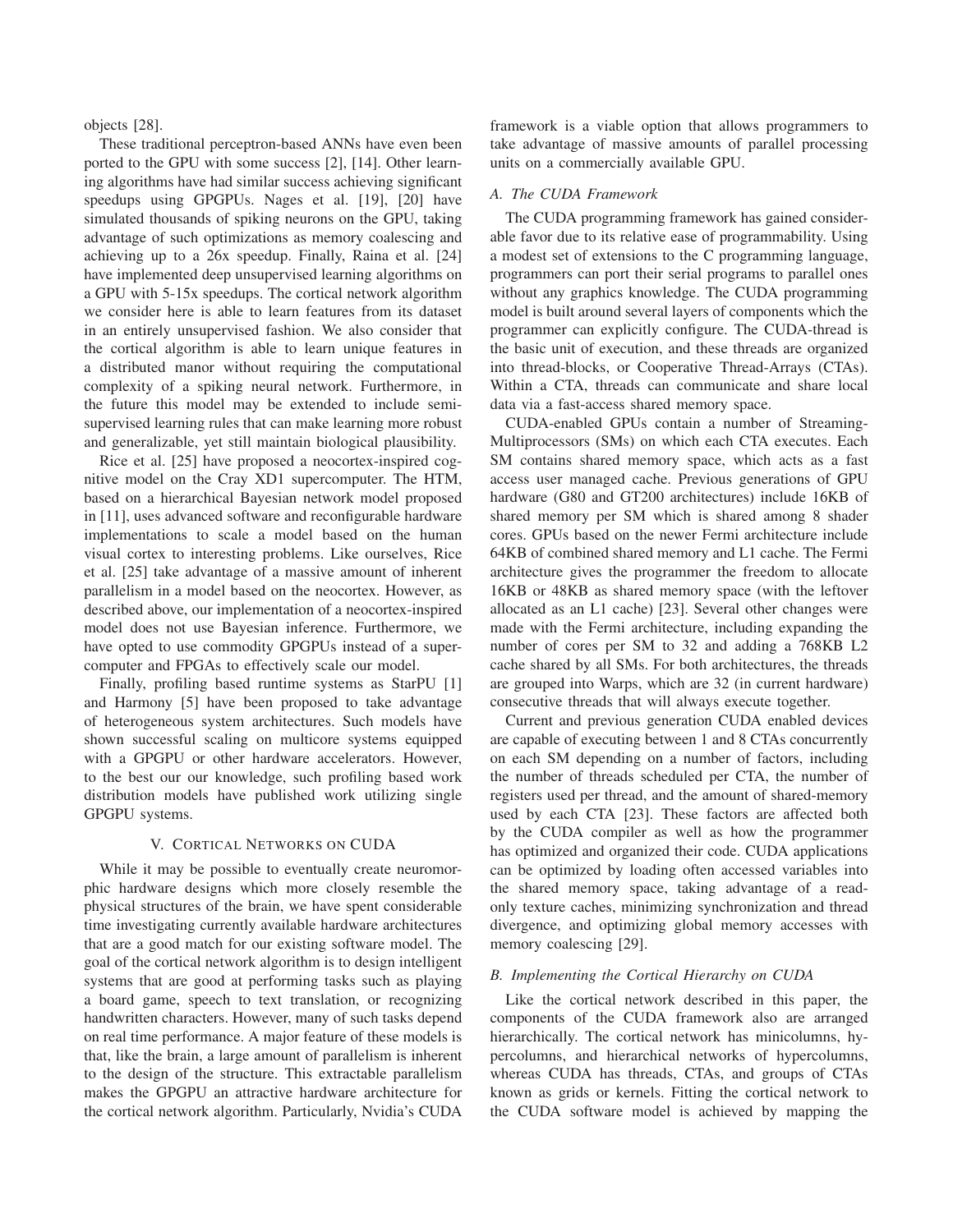objects [28].

These traditional perceptron-based ANNs have even been ported to the GPU with some success [2], [14]. Other learning algorithms have had similar success achieving significant speedups using GPGPUs. Nages et al. [19], [20] have simulated thousands of spiking neurons on the GPU, taking advantage of such optimizations as memory coalescing and achieving up to a 26x speedup. Finally, Raina et al. [24] have implemented deep unsupervised learning algorithms on a GPU with 5-15x speedups. The cortical network algorithm we consider here is able to learn features from its dataset in an entirely unsupervised fashion. We also consider that the cortical algorithm is able to learn unique features in a distributed manor without requiring the computational complexity of a spiking neural network. Furthermore, in the future this model may be extended to include semi-supervised learning rules that can make learning more robust and generalizable, yet still maintain biological plausibility.

Rice et al. [25] have proposed a neocortex-inspired cognitive model on the Cray XD1 supercomputer. The HTM, based on a hierarchical Bayesian network model proposed in [11], uses advanced software and reconfigurable hardware implementations to scale a model based on the human visual cortex to interesting problems. Like ourselves, Rice et al. [25] take advantage of a massive amount of inherent parallelism in a model based on the neocortex. However, as described above, our implementation of a neocortex-inspired model does not use Bayesian inference. Furthermore, we have opted to use commodity GPGPUs instead of a supercomputer and FPGAs to effectively scale our model.

Finally, profiling based runtime systems as StarPU [1] and Harmony [5] have been proposed to take advantage of heterogeneous system architectures. Such models have shown successful scaling on multicore systems equipped with a GPGPU or other hardware accelerators. However, to the best our our knowledge, such profiling based work distribution models have published work utilizing single GPGPU systems.

## V. Cortical Networks on CUDA

While it may be possible to eventually create neuromorphic hardware designs which more closely resemble the physical structures of the brain, we have spent considerable time investigating currently available hardware architectures that are a good match for our existing software model. The goal of the cortical network algorithm is to design intelligent systems that are good at performing tasks such as playing a board game, speech to text translation, or recognizing handwritten characters. However, many of such tasks depend on real time performance. A major feature of these models is that, like the brain, a large amount of parallelism is inherent to the design of the structure. This extractable parallelism makes the GPGPU an attractive hardware architecture for the cortical network algorithm. Particularly, Nvidia's CUDA framework is a viable option that allows programmers to take advantage of massive amounts of parallel processing units on a commercially available GPU.

### A. The CUDA Framework

The CUDA programming framework has gained considerable favor due to its relative ease of programmability. Using a modest set of extensions to the C programming language, programmers can port their serial programs to parallel ones without any graphics knowledge. The CUDA programming model is built around several layers of components which the programmer can explicitly configure. The CUDA-thread is the basic unit of execution, and these threads are organized into thread-blocks, or Cooperative Thread-Arrays (CTAs). Within a CTA, threads can communicate and share local data via a fast-access shared memory space.

CUDA-enabled GPUs contain a number of Streaming-Multiprocessors (SMs) on which each CTA executes. Each SM contains shared memory space, which acts as a fast access user managed cache. Previous generations of GPU hardware (G80 and GT200 architectures) include 16KB of shared memory per SM which is shared among 8 shader cores. GPUs based on the newer Fermi architecture include 64KB of combined shared memory and L1 cache. The Fermi architecture gives the programmer the freedom to allocate 16KB or 48KB as shared memory space (with the leftover allocated as an L1 cache) [23]. Several other changes were made with the Fermi architecture, including expanding the number of cores per SM to 32 and adding a 768KB L2 cache shared by all SMs. For both architectures, the threads are grouped into Warps, which are 32 (in current hardware) consecutive threads that will always execute together.

Current and previous generation CUDA enabled devices are capable of executing between 1 and 8 CTAs concurrently on each SM depending on a number of factors, including the number of threads scheduled per CTA, the number of registers used per thread, and the amount of shared-memory used by each CTA [23]. These factors are affected both by the CUDA compiler as well as how the programmer has optimized and organized their code. CUDA applications can be optimized by loading often accessed variables into the shared memory space, taking advantage of a read-only texture caches, minimizing synchronization and thread divergence, and optimizing global memory accesses with memory coalescing [29].

### B. Implementing the Cortical Hierarchy on CUDA

Like the cortical network described in this paper, the components of the CUDA framework also are arranged hierarchically. The cortical network has minicolumns, hypercolumns, and hierarchical networks of hypercolumns, whereas CUDA has threads, CTAs, and groups of CTAs known as grids or kernels. Fitting the cortical network to the CUDA software model is achieved by mapping the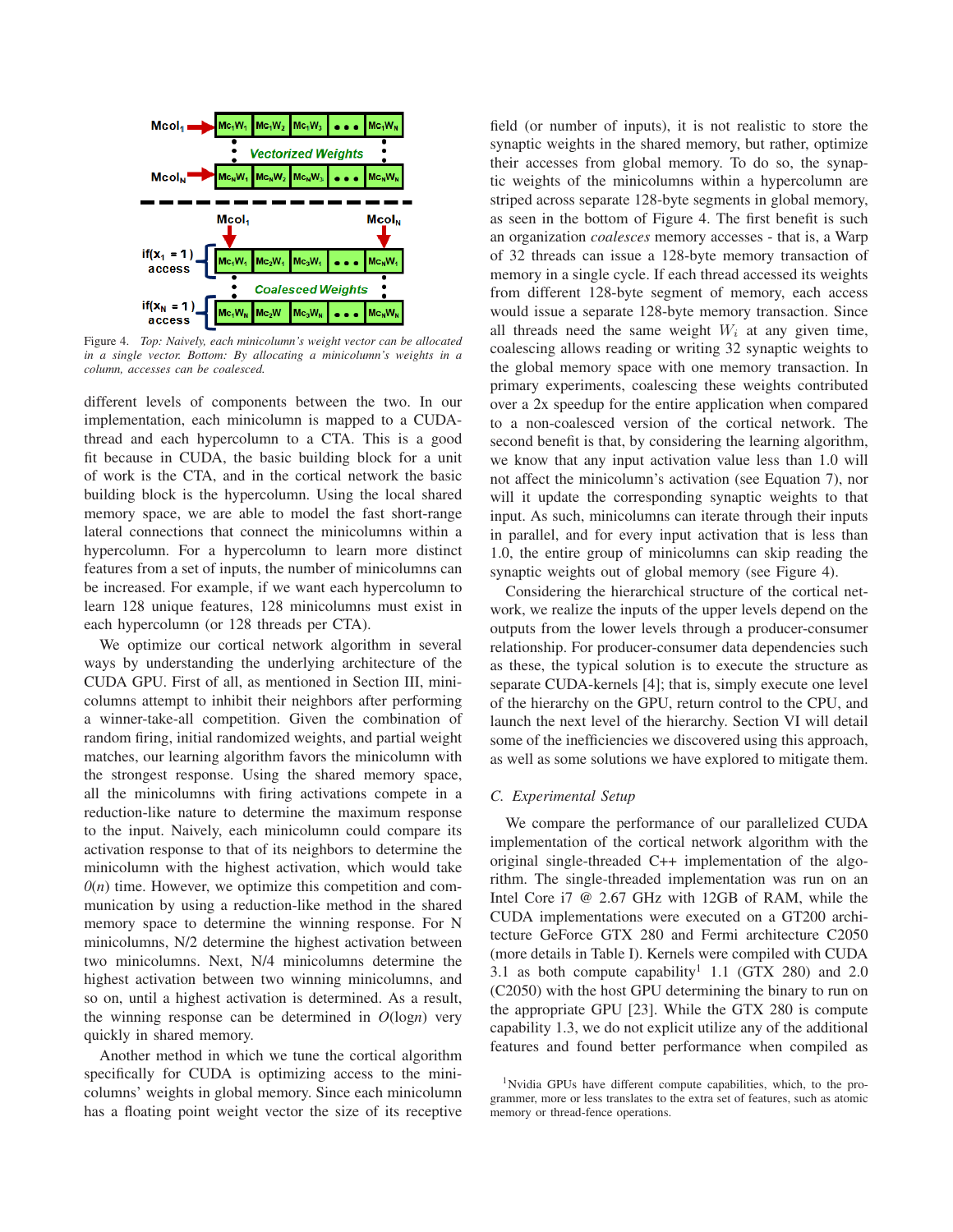Figure 4. *Top: Naively, each minicolumn's weight vector can be allocated in a single vector. Bottom: By allocating a minicolumn's weights in a column, accesses can be coalesced.*

different levels of components between the two. In our implementation, each minicolumn is mapped to a CUDA-thread and each hypercolumn to a CTA. This is a good fit because in CUDA, the basic building block for a unit of work is the CTA, and in the cortical network the basic building block is the hypercolumn. Using the local shared memory space, we are able to model the fast short-range lateral connections that connect the minicolumns within a hypercolumn. For a hypercolumn to learn more distinct features from a set of inputs, the number of minicolumns can be increased. For example, if we want each hypercolumn to learn 128 unique features, 128 minicolumns must exist in each hypercolumn (or 128 threads per CTA).

We optimize our cortical network algorithm in several ways by understanding the underlying architecture of the CUDA GPU. First of all, as mentioned in Section III, minicolumns attempt to inhibit their neighbors after performing a winner-take-all competition. Given the combination of random firing, initial randomized weights, and partial weight matches, our learning algorithm favors the minicolumn with the strongest response. Using the shared memory space, all the minicolumns with firing activations compete in a reduction-like nature to determine the maximum response to the input. Naively, each minicolumn could compare its activation response to that of its neighbors to determine the minicolumn with the highest activation, which would take $O(n)$ time. However, we optimize this competition and communication by using a reduction-like method in the shared memory space to determine the winning response. For N minicolumns, N/2 determine the highest activation between two minicolumns. Next, N/4 minicolumns determine the highest activation between two winning minicolumns, and so on, until a highest activation is determined. As a result, the winning response can be determined in $O(\log n)$ very quickly in shared memory.

Another method in which we tune the cortical algorithm specifically for CUDA is optimizing access to the minicolumns' weights in global memory. Since each minicolumn has a floating point weight vector the size of its receptive field (or number of inputs), it is not realistic to store the synaptic weights in the shared memory, but rather, optimize their accesses from global memory. To do so, the synaptic weights of the minicolumns within a hypercolumn are striped across separate 128-byte segments in global memory, as seen in the bottom of Figure 4. The first benefit is such an organization *coalesces* memory accesses - that is, a Warp of 32 threads can issue a 128-byte memory transaction of memory in a single cycle. If each thread accessed its weights from different 128-byte segment of memory, each access would issue a separate 128-byte memory transaction. Since all threads need the same weight $W_i$ at any given time, coalescing allows reading or writing 32 synaptic weights to the global memory space with one memory transaction. In primary experiments, coalescing these weights contributed over a 2x speedup for the entire application when compared to a non-coalesced version of the cortical network. The second benefit is that, by considering the learning algorithm, we know that any input activation value less than 1.0 will not affect the minicolumn's activation (see Equation 7), nor will it update the corresponding synaptic weights to that input. As such, minicolumns can iterate through their inputs in parallel, and for every input activation that is less than 1.0, the entire group of minicolumns can skip reading the synaptic weights out of global memory (see Figure 4).

Considering the hierarchical structure of the cortical network, we realize the inputs of the upper levels depend on the outputs from the lower levels through a producer-consumer relationship. For producer-consumer data dependencies such as these, the typical solution is to execute the structure as separate CUDA-kernels [4]; that is, simply execute one level of the hierarchy on the GPU, return control to the CPU, and launch the next level of the hierarchy. Section VI will detail some of the inefficiencies we discovered using this approach, as well as some solutions we have explored to mitigate them.

### C. Experimental Setup

We compare the performance of our parallelized CUDA implementation of the cortical network algorithm with the original single-threaded C++ implementation of the algorithm. The single-threaded implementation was run on an Intel Core i7 @ 2.67 GHz with 12GB of RAM, while the CUDA implementations were executed on a GT200 architecture GeForce GTX 280 and Fermi architecture C2050 (more details in Table I). Kernels were compiled with CUDA 3.1 as both compute capability[1] 1.1 (GTX 280) and 2.0 (C2050) with the host GPU determining the binary to run on the appropriate GPU [23]. While the GTX 280 is compute capability 1.3, we do not explicit utilize any of the additional features and found better performance when compiled as

[1]Nvidia GPUs have different compute capabilities, which, to the programmer, more or less translates to the extra set of features, such as atomic memory or thread-fence operations.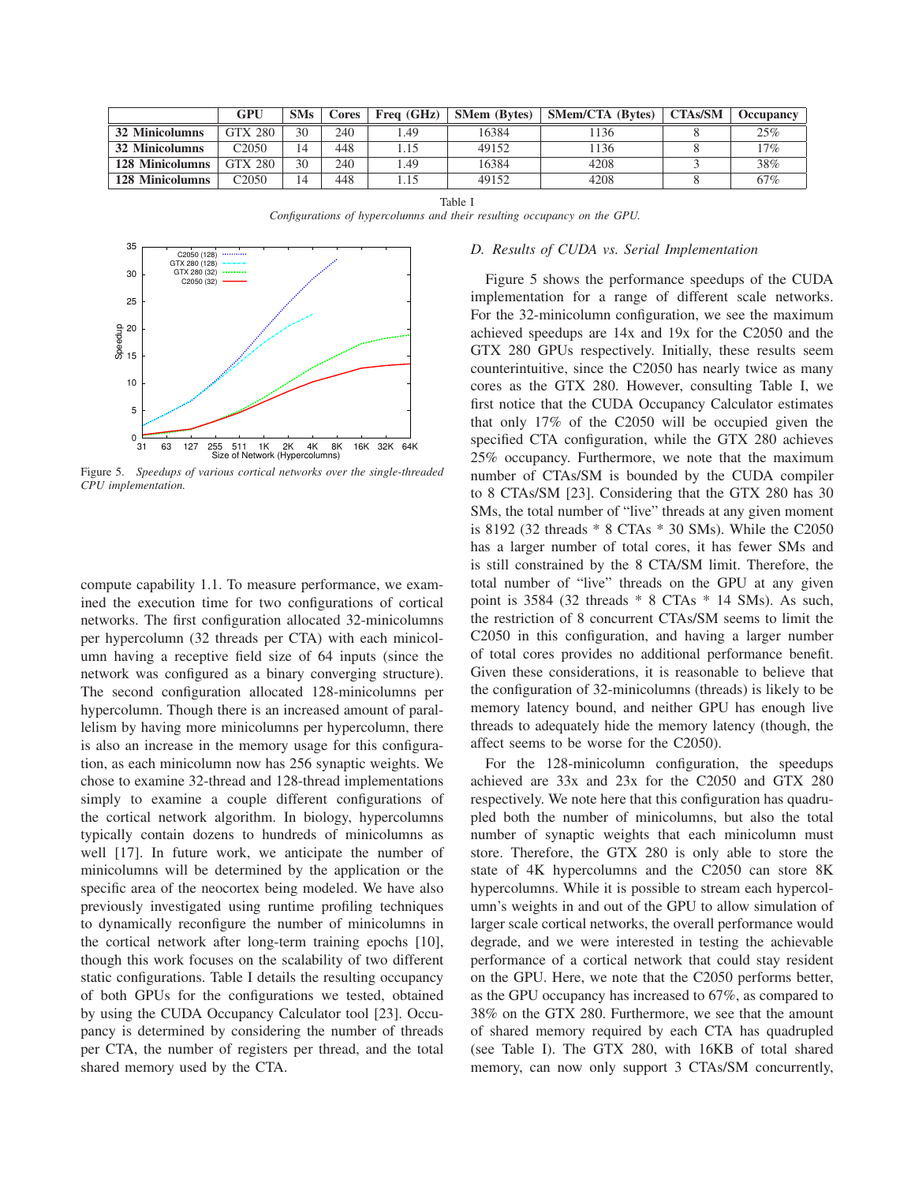|  | GPU | SMs | Cores | Freq (GHz) | SMem (Bytes) | SMem/CTA (Bytes) | CTAs/SM | Occupancy |
|---|---|---|---|---|---|---|---|---|
| **32 Minicolumns** | GTX 280 | 30 | 240 | 1.49 | 16384 | 1136 | 8 | 25% |
| **32 Minicolumns** | C2050 | 14 | 448 | 1.15 | 49152 | 1136 | 8 | 17% |
| **128 Minicolumns** | GTX 280 | 30 | 240 | 1.49 | 16384 | 4208 | 3 | 38% |
| **128 Minicolumns** | C2050 | 14 | 448 | 1.15 | 49152 | 4208 | 8 | 67% |

Table I
*Configurations of hypercolumns and their resulting occupancy on the GPU.*

Figure 5. *Speedups of various cortical networks over the single-threaded CPU implementation.*

compute capability 1.1. To measure performance, we examined the execution time for two configurations of cortical networks. The first configuration allocated 32-minicolumns per hypercolumn (32 threads per CTA) with each minicolumn having a receptive field size of 64 inputs (since the network was configured as a binary converging structure). The second configuration allocated 128-minicolumns per hypercolumn. Though there is an increased amount of parallelism by having more minicolumns per hypercolumn, there is also an increase in the memory usage for this configuration, as each minicolumn now has 256 synaptic weights. We chose to examine 32-thread and 128-thread implementations simply to examine a couple different configurations of the cortical network algorithm. In biology, hypercolumns typically contain dozens to hundreds of minicolumns as well [17]. In future work, we anticipate the number of minicolumns will be determined by the application or the specific area of the neocortex being modeled. We have also previously investigated using runtime profiling techniques to dynamically reconfigure the number of minicolumns in the cortical network after long-term training epochs [10], though this work focuses on the scalability of two different static configurations. Table I details the resulting occupancy of both GPUs for the configurations we tested, obtained by using the CUDA Occupancy Calculator tool [23]. Occupancy is determined by considering the number of threads per CTA, the number of registers per thread, and the total shared memory used by the CTA.

### D. Results of CUDA vs. Serial Implementation

Figure 5 shows the performance speedups of the CUDA implementation for a range of different scale networks. For the 32-minicolumn configuration, we see the maximum achieved speedups are 14x and 19x for the C2050 and the GTX 280 GPUs respectively. Initially, these results seem counterintuitive, since the C2050 has nearly twice as many cores as the GTX 280. However, consulting Table I, we first notice that the CUDA Occupancy Calculator estimates that only 17% of the C2050 will be occupied given the specified CTA configuration, while the GTX 280 achieves 25% occupancy. Furthermore, we note that the maximum number of CTAs/SM is bounded by the CUDA compiler to 8 CTAs/SM [23]. Considering that the GTX 280 has 30 SMs, the total number of "live" threads at any given moment is 8192 (32 threads * 8 CTAs * 30 SMs). While the C2050 has a larger number of total cores, it has fewer SMs and is still constrained by the 8 CTA/SM limit. Therefore, the total number of "live" threads on the GPU at any given point is 3584 (32 threads * 8 CTAs * 14 SMs). As such, the restriction of 8 concurrent CTAs/SM seems to limit the C2050 in this configuration, and having a larger number of total cores provides no additional performance benefit. Given these considerations, it is reasonable to believe that the configuration of 32-minicolumns (threads) is likely to be memory latency bound, and neither GPU has enough live threads to adequately hide the memory latency (though, the affect seems to be worse for the C2050).

For the 128-minicolumn configuration, the speedups achieved are 33x and 23x for the C2050 and GTX 280 respectively. We note here that this configuration has quadrupled both the number of minicolumns, but also the total number of synaptic weights that each minicolumn must store. Therefore, the GTX 280 is only able to store the state of 4K hypercolumns and the C2050 can store 8K hypercolumns. While it is possible to stream each hypercolumn's weights in and out of the GPU to allow simulation of larger scale cortical networks, the overall performance would degrade, and we were interested in testing the achievable performance of a cortical network that could stay resident on the GPU. Here, we note that the C2050 performs better, as the GPU occupancy has increased to 67%, as compared to 38% on the GTX 280. Furthermore, we see that the amount of shared memory required by each CTA has quadrupled (see Table I). The GTX 280, with 16KB of total shared memory, can now only support 3 CTAs/SM concurrently,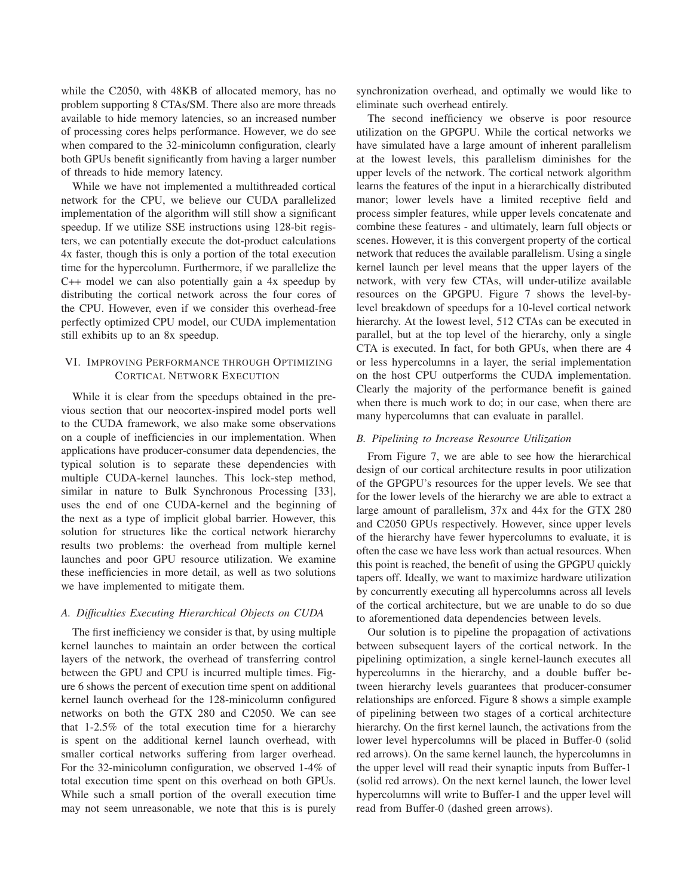while the C2050, with 48KB of allocated memory, has no problem supporting 8 CTAs/SM. There also are more threads available to hide memory latencies, so an increased number of processing cores helps performance. However, we do see when compared to the 32-minicolumn configuration, clearly both GPUs benefit significantly from having a larger number of threads to hide memory latency.

While we have not implemented a multithreaded cortical network for the CPU, we believe our CUDA parallelized implementation of the algorithm will still show a significant speedup. If we utilize SSE instructions using 128-bit registers, we can potentially execute the dot-product calculations 4x faster, though this is only a portion of the total execution time for the hypercolumn. Furthermore, if we parallelize the C++ model we can also potentially gain a 4x speedup by distributing the cortical network across the four cores of the CPU. However, even if we consider this overhead-free perfectly optimized CPU model, our CUDA implementation still exhibits up to an 8x speedup.

## VI. Improving Performance through Optimizing Cortical Network Execution

While it is clear from the speedups obtained in the previous section that our neocortex-inspired model ports well to the CUDA framework, we also make some observations on a couple of inefficiencies in our implementation. When applications have producer-consumer data dependencies, the typical solution is to separate these dependencies with multiple CUDA-kernel launches. This lock-step method, similar in nature to Bulk Synchronous Processing [33], uses the end of one CUDA-kernel and the beginning of the next as a type of implicit global barrier. However, this solution for structures like the cortical network hierarchy results two problems: the overhead from multiple kernel launches and poor GPU resource utilization. We examine these inefficiencies in more detail, as well as two solutions we have implemented to mitigate them.

### A. Difficulties Executing Hierarchical Objects on CUDA

The first inefficiency we consider is that, by using multiple kernel launches to maintain an order between the cortical layers of the network, the overhead of transferring control between the GPU and CPU is incurred multiple times. Figure 6 shows the percent of execution time spent on additional kernel launch overhead for the 128-minicolumn configured networks on both the GTX 280 and C2050. We can see that 1-2.5% of the total execution time for a hierarchy is spent on the additional kernel launch overhead, with smaller cortical networks suffering from larger overhead. For the 32-minicolumn configuration, we observed 1-4% of total execution time spent on this overhead on both GPUs. While such a small portion of the overall execution time may not seem unreasonable, we note that this is is purely synchronization overhead, and optimally we would like to eliminate such overhead entirely.

The second inefficiency we observe is poor resource utilization on the GPGPU. While the cortical networks we have simulated have a large amount of inherent parallelism at the lowest levels, this parallelism diminishes for the upper levels of the network. The cortical network algorithm learns the features of the input in a hierarchically distributed manor; lower levels have a limited receptive field and process simpler features, while upper levels concatenate and combine these features - and ultimately, learn full objects or scenes. However, it is this convergent property of the cortical network that reduces the available parallelism. Using a single kernel launch per level means that the upper layers of the network, with very few CTAs, will under-utilize available resources on the GPGPU. Figure 7 shows the level-by-level breakdown of speedups for a 10-level cortical network hierarchy. At the lowest level, 512 CTAs can be executed in parallel, but at the top level of the hierarchy, only a single CTA is executed. In fact, for both GPUs, when there are 4 or less hypercolumns in a layer, the serial implementation on the host CPU outperforms the CUDA implementation. Clearly the majority of the performance benefit is gained when there is much work to do; in our case, when there are many hypercolumns that can evaluate in parallel.

### B. Pipelining to Increase Resource Utilization

From Figure 7, we are able to see how the hierarchical design of our cortical architecture results in poor utilization of the GPGPU's resources for the upper levels. We see that for the lower levels of the hierarchy we are able to extract a large amount of parallelism, 37x and 44x for the GTX 280 and C2050 GPUs respectively. However, since upper levels of the hierarchy have fewer hypercolumns to evaluate, it is often the case we have less work than actual resources. When this point is reached, the benefit of using the GPGPU quickly tapers off. Ideally, we want to maximize hardware utilization by concurrently executing all hypercolumns across all levels of the cortical architecture, but we are unable to do so due to aforementioned data dependencies between levels.

Our solution is to pipeline the propagation of activations between subsequent layers of the cortical network. In the pipelining optimization, a single kernel-launch executes all hypercolumns in the hierarchy, and a double buffer between hierarchy levels guarantees that producer-consumer relationships are enforced. Figure 8 shows a simple example of pipelining between two stages of a cortical architecture hierarchy. On the first kernel launch, the activations from the lower level hypercolumns will be placed in Buffer-0 (solid red arrows). On the same kernel launch, the hypercolumns in the upper level will read their synaptic inputs from Buffer-1 (solid red arrows). On the next kernel launch, the lower level hypercolumns will write to Buffer-1 and the upper level will read from Buffer-0 (dashed green arrows).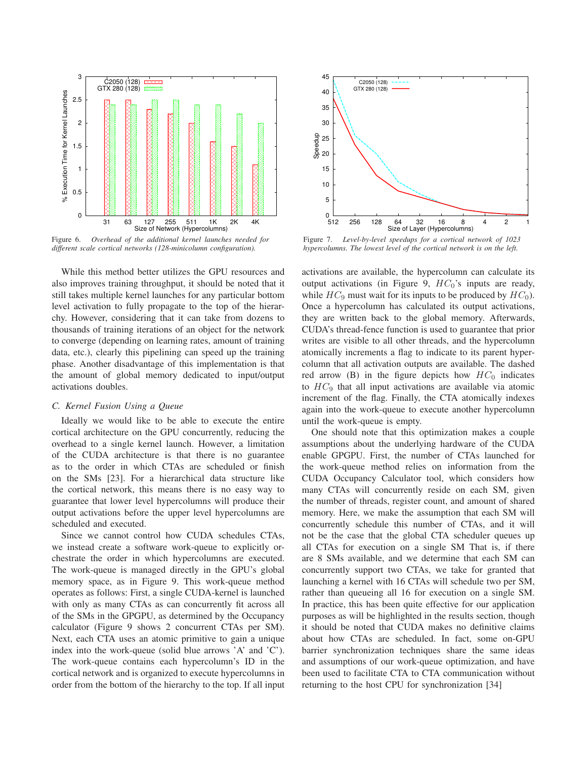Figure 6. *Overhead of the additional kernel launches needed for different scale cortical networks (128-minicolumn configuration).*

Figure 7. *Level-by-level speedups for a cortical network of 1023 hypercolumns. The lowest level of the cortical network is on the left.*

While this method better utilizes the GPU resources and also improves training throughput, it should be noted that it still takes multiple kernel launches for any particular bottom level activation to fully propagate to the top of the hierarchy. However, considering that it can take from dozens to thousands of training iterations of an object for the network to converge (depending on learning rates, amount of training data, etc.), clearly this pipelining can speed up the training phase. Another disadvantage of this implementation is that the amount of global memory dedicated to input/output activations doubles.

### C. Kernel Fusion Using a Queue

Ideally we would like to be able to execute the entire cortical architecture on the GPU concurrently, reducing the overhead to a single kernel launch. However, a limitation of the CUDA architecture is that there is no guarantee as to the order in which CTAs are scheduled or finish on the SMs [23]. For a hierarchical data structure like the cortical network, this means there is no easy way to guarantee that lower level hypercolumns will produce their output activations before the upper level hypercolumns are scheduled and executed.

Since we cannot control how CUDA schedules CTAs, we instead create a software work-queue to explicitly orchestrate the order in which hypercolumns are executed. The work-queue is managed directly in the GPU's global memory space, as in Figure 9. This work-queue method operates as follows: First, a single CUDA-kernel is launched with only as many CTAs as can concurrently fit across all of the SMs in the GPGPU, as determined by the Occupancy calculator (Figure 9 shows 2 concurrent CTAs per SM). Next, each CTA uses an atomic primitive to gain a unique index into the work-queue (solid blue arrows 'A' and 'C'). The work-queue contains each hypercolumn's ID in the cortical network and is organized to execute hypercolumns in order from the bottom of the hierarchy to the top. If all input activations are available, the hypercolumn can calculate its output activations (in Figure 9, $HC_0$'s inputs are ready, while $HC_9$ must wait for its inputs to be produced by $HC_0$). Once a hypercolumn has calculated its output activations, they are written back to the global memory. Afterwards, CUDA's thread-fence function is used to guarantee that prior writes are visible to all other threads, and the hypercolumn atomically increments a flag to indicate to its parent hypercolumn that all activation outputs are available. The dashed red arrow (B) in the figure depicts how $HC_0$ indicates to $HC_9$ that all input activations are available via atomic increment of the flag. Finally, the CTA atomically indexes again into the work-queue to execute another hypercolumn until the work-queue is empty.

One should note that this optimization makes a couple assumptions about the underlying hardware of the CUDA enable GPGPU. First, the number of CTAs launched for the work-queue method relies on information from the CUDA Occupancy Calculator tool, which considers how many CTAs will concurrently reside on each SM, given the number of threads, register count, and amount of shared memory. Here, we make the assumption that each SM will concurrently schedule this number of CTAs, and it will not be the case that the global CTA scheduler queues up all CTAs for execution on a single SM That is, if there are 8 SMs available, and we determine that each SM can concurrently support two CTAs, we take for granted that launching a kernel with 16 CTAs will schedule two per SM, rather than queueing all 16 for execution on a single SM. In practice, this has been quite effective for our application purposes as will be highlighted in the results section, though it should be noted that CUDA makes no definitive claims about how CTAs are scheduled. In fact, some on-GPU barrier synchronization techniques share the same ideas and assumptions of our work-queue optimization, and have been used to facilitate CTA to CTA communication without returning to the host CPU for synchronization [34]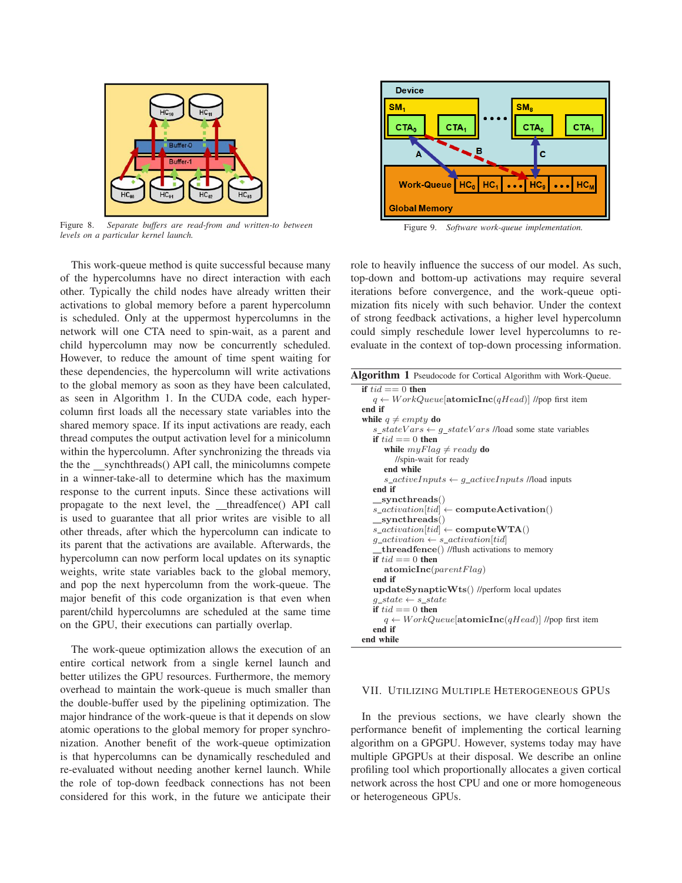HC10 HC11

Buffer-0

Buffer-1

HC00 HC01 HC02 HC03

Figure 8. *Separate buffers are read-from and written-to between levels on a particular kernel launch.*

Device

SM1 SM8

CTA0 CTA1 CTA0 CTA1

A B C

Work-Queue HC0 HC1 HC8 HCM

Global Memory

Figure 9. *Software work-queue implementation.*

This work-queue method is quite successful because many of the hypercolumns have no direct interaction with each other. Typically the child nodes have already written their activations to global memory before a parent hypercolumn is scheduled. Only at the uppermost hypercolumns in the network will one CTA need to spin-wait, as a parent and child hypercolumn may now be concurrently scheduled. However, to reduce the amount of time spent waiting for these dependencies, the hypercolumn will write activations to the global memory as soon as they have been calculated, as seen in Algorithm 1. In the CUDA code, each hypercolumn first loads all the necessary state variables into the shared memory space. If its input activations are ready, each thread computes the output activation level for a minicolumn within the hypercolumn. After synchronizing the threads via the the __synchthreads() API call, the minicolumns compete in a winner-take-all to determine which has the maximum response to the current inputs. Since these activations will propagate to the next level, the __threadfence() API call is used to guarantee that all prior writes are visible to all other threads, after which the hypercolumn can indicate to its parent that the activations are available. Afterwards, the hypercolumn can now perform local updates on its synaptic weights, write state variables back to the global memory, and pop the next hypercolumn from the work-queue. The major benefit of this code organization is that even when parent/child hypercolumns are scheduled at the same time on the GPU, their executions can partially overlap.

The work-queue optimization allows the execution of an entire cortical network from a single kernel launch and better utilizes the GPU resources. Furthermore, the memory overhead to maintain the work-queue is much smaller than the double-buffer used by the pipelining optimization. The major hindrance of the work-queue is that it depends on slow atomic operations to the global memory for proper synchronization. Another benefit of the work-queue optimization is that hypercolumns can be dynamically rescheduled and re-evaluated without needing another kernel launch. While the role of top-down feedback connections has not been considered for this work, in the future we anticipate their role to heavily influence the success of our model. As such, top-down and bottom-up activations may require several iterations before convergence, and the work-queue optimization fits nicely with such behavior. Under the context of strong feedback activations, a higher level hypercolumn could simply reschedule lower level hypercolumns to re-evaluate in the context of top-down processing information.

**Algorithm 1** Pseudocode for Cortical Algorithm with Work-Queue.

```
if tid == 0 then
    q ← WorkQueue[atomicInc(qHead)] //pop first item
end if
while q ≠ empty do
    s_stateVars ← g_stateVars //load some state variables
    if tid == 0 then
        while myFlag ≠ ready do
            //spin-wait for ready
        end while
        s_activeInputs ← g_activeInputs //load inputs
    end if
    __syncthreads()
    s_activation[tid] ← computeActivation()
    __syncthreads()
    s_activation[tid] ← computeWTA()
    g_activation ← s_activation[tid]
    __threadfence() //flush activations to memory
    if tid == 0 then
        atomicInc(parentFlag)
    end if
    updateSynapticWts() //perform local updates
    g_state ← s_state
    if tid == 0 then
        q ← WorkQueue[atomicInc(qHead)] //pop first item
    end if
end while
```

## VII. Utilizing Multiple Heterogeneous GPUs

In the previous sections, we have clearly shown the performance benefit of implementing the cortical learning algorithm on a GPGPU. However, systems today may have multiple GPGPUs at their disposal. We describe an online profiling tool which proportionally allocates a given cortical network across the host CPU and one or more homogeneous or heterogeneous GPUs.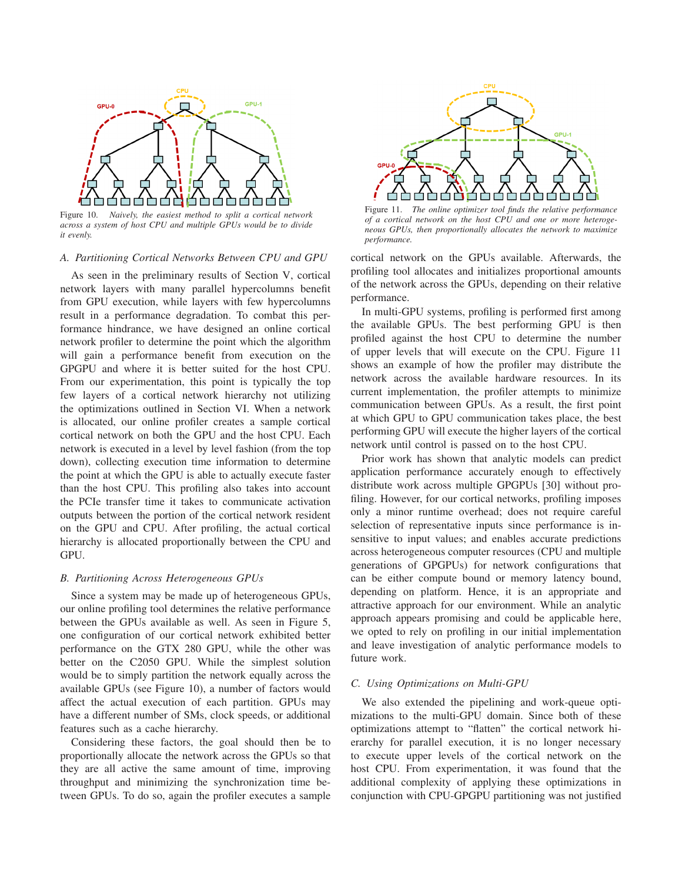Figure 10. *Naively, the easiest method to split a cortical network across a system of host CPU and multiple GPUs would be to divide it evenly.*

Figure 11. *The online optimizer tool finds the relative performance of a cortical network on the host CPU and one or more heterogeneous GPUs, then proportionally allocates the network to maximize performance.*

### A. Partitioning Cortical Networks Between CPU and GPU

As seen in the preliminary results of Section V, cortical network layers with many parallel hypercolumns benefit from GPU execution, while layers with few hypercolumns result in a performance degradation. To combat this performance hindrance, we have designed an online cortical network profiler to determine the point which the algorithm will gain a performance benefit from execution on the GPGPU and where it is better suited for the host CPU. From our experimentation, this point is typically the top few layers of a cortical network hierarchy not utilizing the optimizations outlined in Section VI. When a network is allocated, our online profiler creates a sample cortical cortical network on both the GPU and the host CPU. Each network is executed in a level by level fashion (from the top down), collecting execution time information to determine the point at which the GPU is able to actually execute faster than the host CPU. This profiling also takes into account the PCIe transfer time it takes to communicate activation outputs between the portion of the cortical network resident on the GPU and CPU. After profiling, the actual cortical hierarchy is allocated proportionally between the CPU and GPU.

### B. Partitioning Across Heterogeneous GPUs

Since a system may be made up of heterogeneous GPUs, our online profiling tool determines the relative performance between the GPUs available as well. As seen in Figure 5, one configuration of our cortical network exhibited better performance on the GTX 280 GPU, while the other was better on the C2050 GPU. While the simplest solution would be to simply partition the network equally across the available GPUs (see Figure 10), a number of factors would affect the actual execution of each partition. GPUs may have a different number of SMs, clock speeds, or additional features such as a cache hierarchy.

Considering these factors, the goal should then be to proportionally allocate the network across the GPUs so that they are all active the same amount of time, improving throughput and minimizing the synchronization time between GPUs. To do so, again the profiler executes a sample cortical network on the GPUs available. Afterwards, the profiling tool allocates and initializes proportional amounts of the network across the GPUs, depending on their relative performance.

In multi-GPU systems, profiling is performed first among the available GPUs. The best performing GPU is then profiled against the host CPU to determine the number of upper levels that will execute on the CPU. Figure 11 shows an example of how the profiler may distribute the network across the available hardware resources. In its current implementation, the profiler attempts to minimize communication between GPUs. As a result, the first point at which GPU to GPU communication takes place, the best performing GPU will execute the higher layers of the cortical network until control is passed on to the host CPU.

Prior work has shown that analytic models can predict application performance accurately enough to effectively distribute work across multiple GPGPUs [30] without profiling. However, for our cortical networks, profiling imposes only a minor runtime overhead; does not require careful selection of representative inputs since performance is insensitive to input values; and enables accurate predictions across heterogeneous computer resources (CPU and multiple generations of GPGPUs) for network configurations that can be either compute bound or memory latency bound, depending on platform. Hence, it is an appropriate and attractive approach for our environment. While an analytic approach appears promising and could be applicable here, we opted to rely on profiling in our initial implementation and leave investigation of analytic performance models to future work.

### C. Using Optimizations on Multi-GPU

We also extended the pipelining and work-queue optimizations to the multi-GPU domain. Since both of these optimizations attempt to "flatten" the cortical network hierarchy for parallel execution, it is no longer necessary to execute upper levels of the cortical network on the host CPU. From experimentation, it was found that the additional complexity of applying these optimizations in conjunction with CPU-GPGPU partitioning was not justified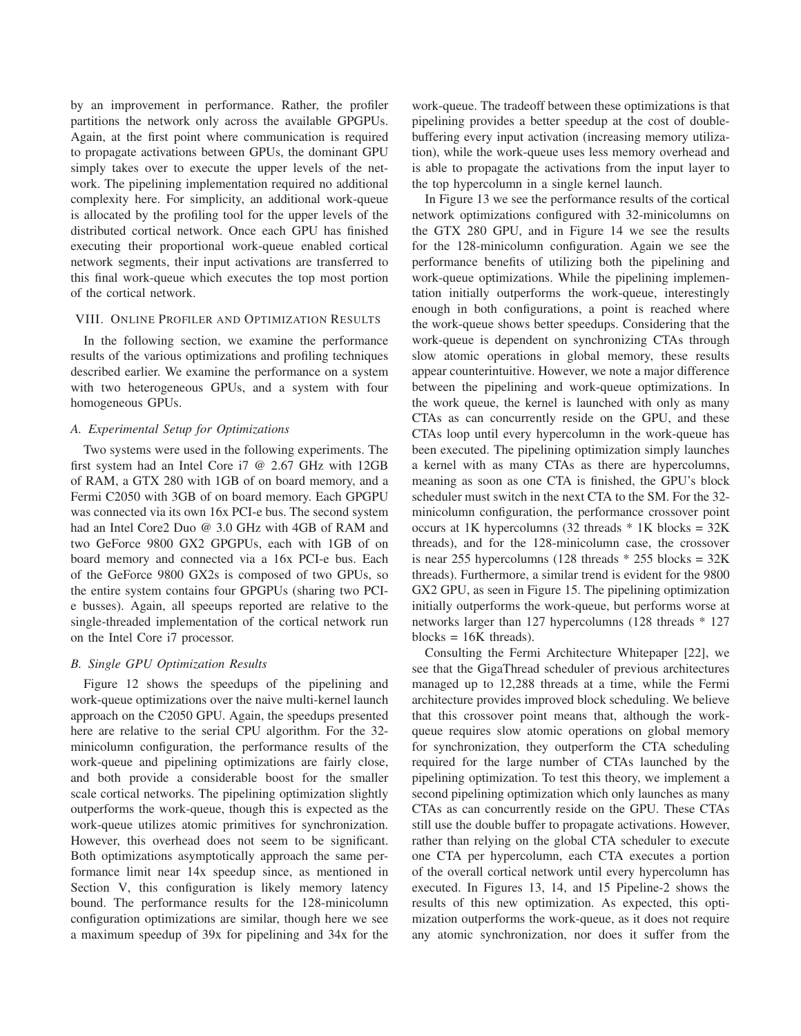by an improvement in performance. Rather, the profiler partitions the network only across the available GPGPUs. Again, at the first point where communication is required to propagate activations between GPUs, the dominant GPU simply takes over to execute the upper levels of the network. The pipelining implementation required no additional complexity here. For simplicity, an additional work-queue is allocated by the profiling tool for the upper levels of the distributed cortical network. Once each GPU has finished executing their proportional work-queue enabled cortical network segments, their input activations are transferred to this final work-queue which executes the top most portion of the cortical network.

## VIII. Online Profiler and Optimization Results

In the following section, we examine the performance results of the various optimizations and profiling techniques described earlier. We examine the performance on a system with two heterogeneous GPUs, and a system with four homogeneous GPUs.

### *A. Experimental Setup for Optimizations*

Two systems were used in the following experiments. The first system had an Intel Core i7 @ 2.67 GHz with 12GB of RAM, a GTX 280 with 1GB of on board memory, and a Fermi C2050 with 3GB of on board memory. Each GPGPU was connected via its own 16x PCI-e bus. The second system had an Intel Core2 Duo @ 3.0 GHz with 4GB of RAM and two GeForce 9800 GX2 GPGPUs, each with 1GB of on board memory and connected via a 16x PCI-e bus. Each of the GeForce 9800 GX2s is composed of two GPUs, so the entire system contains four GPGPUs (sharing two PCI-e busses). Again, all speeups reported are relative to the single-threaded implementation of the cortical network run on the Intel Core i7 processor.

### *B. Single GPU Optimization Results*

Figure 12 shows the speedups of the pipelining and work-queue optimizations over the naive multi-kernel launch approach on the C2050 GPU. Again, the speedups presented here are relative to the serial CPU algorithm. For the 32-minicolumn configuration, the performance results of the work-queue and pipelining optimizations are fairly close, and both provide a considerable boost for the smaller scale cortical networks. The pipelining optimization slightly outperforms the work-queue, though this is expected as the work-queue utilizes atomic primitives for synchronization. However, this overhead does not seem to be significant. Both optimizations asymptotically approach the same performance limit near 14x speedup since, as mentioned in Section V, this configuration is likely memory latency bound. The performance results for the 128-minicolumn configuration optimizations are similar, though here we see a maximum speedup of 39x for pipelining and 34x for the work-queue. The tradeoff between these optimizations is that pipelining provides a better speedup at the cost of double-buffering every input activation (increasing memory utilization), while the work-queue uses less memory overhead and is able to propagate the activations from the input layer to the top hypercolumn in a single kernel launch.

In Figure 13 we see the performance results of the cortical network optimizations configured with 32-minicolumns on the GTX 280 GPU, and in Figure 14 we see the results for the 128-minicolumn configuration. Again we see the performance benefits of utilizing both the pipelining and work-queue optimizations. While the pipelining implementation initially outperforms the work-queue, interestingly enough in both configurations, a point is reached where the work-queue shows better speedups. Considering that the work-queue is dependent on synchronizing CTAs through slow atomic operations in global memory, these results appear counterintuitive. However, we note a major difference between the pipelining and work-queue optimizations. In the work queue, the kernel is launched with only as many CTAs as can concurrently reside on the GPU, and these CTAs loop until every hypercolumn in the work-queue has been executed. The pipelining optimization simply launches a kernel with as many CTAs as there are hypercolumns, meaning as soon as one CTA is finished, the GPU's block scheduler must switch in the next CTA to the SM. For the 32-minicolumn configuration, the performance crossover point occurs at 1K hypercolumns (32 threads * 1K blocks = 32K threads), and for the 128-minicolumn case, the crossover is near 255 hypercolumns (128 threads * 255 blocks = 32K threads). Furthermore, a similar trend is evident for the 9800 GX2 GPU, as seen in Figure 15. The pipelining optimization initially outperforms the work-queue, but performs worse at networks larger than 127 hypercolumns (128 threads * 127 blocks = 16K threads).

Consulting the Fermi Architecture Whitepaper [22], we see that the GigaThread scheduler of previous architectures managed up to 12,288 threads at a time, while the Fermi architecture provides improved block scheduling. We believe that this crossover point means that, although the work-queue requires slow atomic operations on global memory for synchronization, they outperform the CTA scheduling required for the large number of CTAs launched by the pipelining optimization. To test this theory, we implement a second pipelining optimization which only launches as many CTAs as can concurrently reside on the GPU. These CTAs still use the double buffer to propagate activations. However, rather than relying on the global CTA scheduler to execute one CTA per hypercolumn, each CTA executes a portion of the overall cortical network until every hypercolumn has executed. In Figures 13, 14, and 15 Pipeline-2 shows the results of this new optimization. As expected, this optimization outperforms the work-queue, as it does not require any atomic synchronization, nor does it suffer from the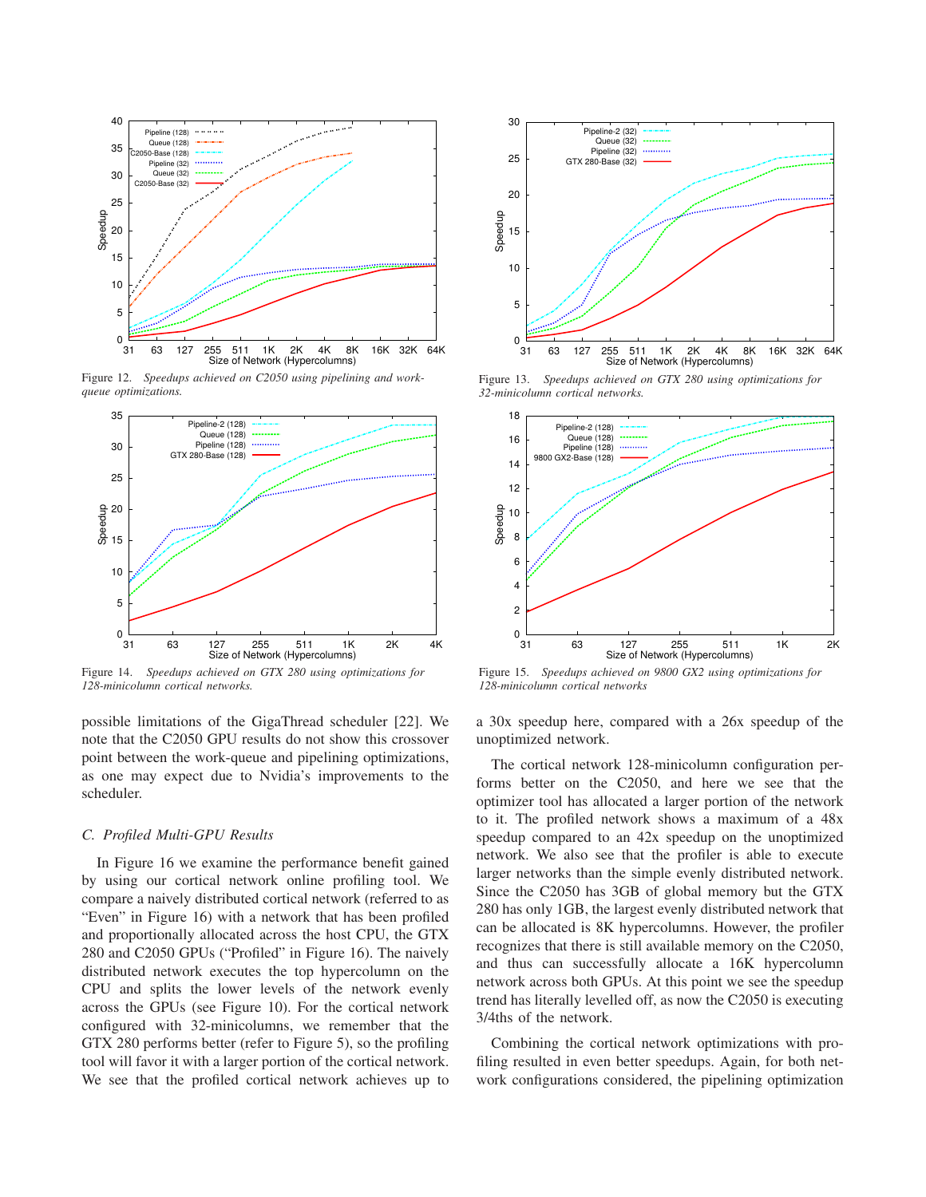Figure 12. *Speedups achieved on C2050 using pipelining and work-queue optimizations.*

Figure 13. *Speedups achieved on GTX 280 using optimizations for 32-minicolumn cortical networks.*

Figure 14. *Speedups achieved on GTX 280 using optimizations for 128-minicolumn cortical networks.*

Figure 15. *Speedups achieved on 9800 GX2 using optimizations for 128-minicolumn cortical networks*

possible limitations of the GigaThread scheduler [22]. We note that the C2050 GPU results do not show this crossover point between the work-queue and pipelining optimizations, as one may expect due to Nvidia's improvements to the scheduler.

### *C. Profiled Multi-GPU Results*

In Figure 16 we examine the performance benefit gained by using our cortical network online profiling tool. We compare a naively distributed cortical network (referred to as "Even" in Figure 16) with a network that has been profiled and proportionally allocated across the host CPU, the GTX 280 and C2050 GPUs ("Profiled" in Figure 16). The naively distributed network executes the top hypercolumn on the CPU and splits the lower levels of the network evenly across the GPUs (see Figure 10). For the cortical network configured with 32-minicolumns, we remember that the GTX 280 performs better (refer to Figure 5), so the profiling tool will favor it with a larger portion of the cortical network. We see that the profiled cortical network achieves up to a 30x speedup here, compared with a 26x speedup of the unoptimized network.

The cortical network 128-minicolumn configuration performs better on the C2050, and here we see that the optimizer tool has allocated a larger portion of the network to it. The profiled network shows a maximum of a 48x speedup compared to an 42x speedup on the unoptimized network. We also see that the profiler is able to execute larger networks than the simple evenly distributed network. Since the C2050 has 3GB of global memory but the GTX 280 has only 1GB, the largest evenly distributed network that can be allocated is 8K hypercolumns. However, the profiler recognizes that there is still available memory on the C2050, and thus can successfully allocate a 16K hypercolumn network across both GPUs. At this point we see the speedup trend has literally levelled off, as now the C2050 is executing 3/4ths of the network.

Combining the cortical network optimizations with profiling resulted in even better speedups. Again, for both network configurations considered, the pipelining optimization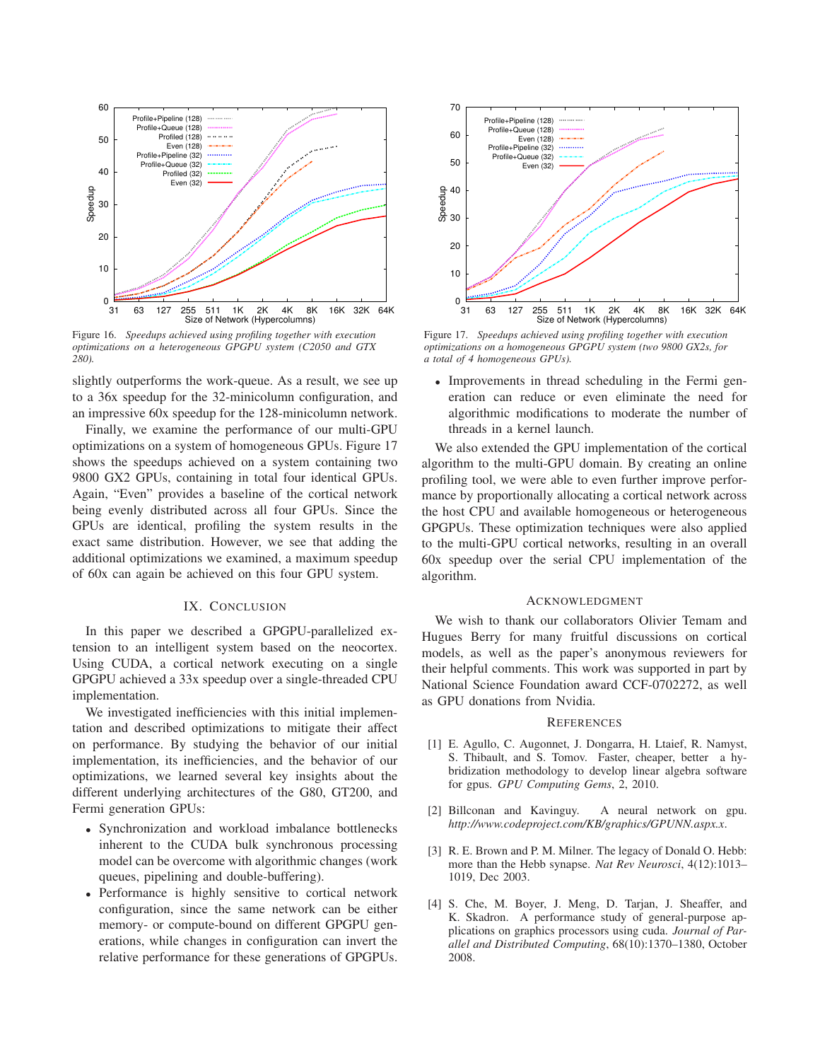60
50
40
30
20
10
0
Speedup
31 63 127 255 511 1K 2K 4K 8K 16K 32K 64K
Size of Network (Hypercolumns)
Profile+Pipeline (128)
Profile+Queue (128)
Profiled (128)
Even (128)
Profile+Pipeline (32)
Profile+Queue (32)
Profiled (32)
Even (32)

Figure 16. *Speedups achieved using profiling together with execution optimizations on a heterogeneous GPGPU system (C2050 and GTX 280).*

70
60
50
40
30
20
10
0
Speedup
31 63 127 255 511 1K 2K 4K 8K 16K 32K 64K
Size of Network (Hypercolumns)
Profile+Pipeline (128)
Profile+Queue (128)
Even (128)
Profile+Pipeline (32)
Profile+Queue (32)
Even (32)

Figure 17. *Speedups achieved using profiling together with execution optimizations on a homogeneous GPGPU system (two 9800 GX2s, for a total of 4 homogeneous GPUs).*

slightly outperforms the work-queue. As a result, we see up to a 36x speedup for the 32-minicolumn configuration, and an impressive 60x speedup for the 128-minicolumn network.

Finally, we examine the performance of our multi-GPU optimizations on a system of homogeneous GPUs. Figure 17 shows the speedups achieved on a system containing two 9800 GX2 GPUs, containing in total four identical GPUs. Again, "Even" provides a baseline of the cortical network being evenly distributed across all four GPUs. Since the GPUs are identical, profiling the system results in the exact same distribution. However, we see that adding the additional optimizations we examined, a maximum speedup of 60x can again be achieved on this four GPU system.

## IX. Conclusion

In this paper we described a GPGPU-parallelized extension to an intelligent system based on the neocortex. Using CUDA, a cortical network executing on a single GPGPU achieved a 33x speedup over a single-threaded CPU implementation.

We investigated inefficiencies with this initial implementation and described optimizations to mitigate their affect on performance. By studying the behavior of our initial implementation, its inefficiencies, and the behavior of our optimizations, we learned several key insights about the different underlying architectures of the G80, GT200, and Fermi generation GPUs:

- Synchronization and workload imbalance bottlenecks inherent to the CUDA bulk synchronous processing model can be overcome with algorithmic changes (work queues, pipelining and double-buffering).
- Performance is highly sensitive to cortical network configuration, since the same network can be either memory- or compute-bound on different GPGPU generations, while changes in configuration can invert the relative performance for these generations of GPGPUs.
- Improvements in thread scheduling in the Fermi generation can reduce or even eliminate the need for algorithmic modifications to moderate the number of threads in a kernel launch.

We also extended the GPU implementation of the cortical algorithm to the multi-GPU domain. By creating an online profiling tool, we were able to even further improve performance by proportionally allocating a cortical network across the host CPU and available homogeneous or heterogeneous GPGPUs. These optimization techniques were also applied to the multi-GPU cortical networks, resulting in an overall 60x speedup over the serial CPU implementation of the algorithm.

## Acknowledgment

We wish to thank our collaborators Olivier Temam and Hugues Berry for many fruitful discussions on cortical models, as well as the paper's anonymous reviewers for their helpful comments. This work was supported in part by National Science Foundation award CCF-0702272, as well as GPU donations from Nvidia.

## References

[1] E. Agullo, C. Augonnet, J. Dongarra, H. Ltaief, R. Namyst, S. Thibault, and S. Tomov. Faster, cheaper, better a hybridization methodology to develop linear algebra software for gpus. *GPU Computing Gems*, 2, 2010.

[2] Billconan and Kavinguy. A neural network on gpu. *http://www.codeproject.com/KB/graphics/GPUNN.aspx.x*.

[3] R. E. Brown and P. M. Milner. The legacy of Donald O. Hebb: more than the Hebb synapse. *Nat Rev Neurosci*, 4(12):1013–1019, Dec 2003.

[4] S. Che, M. Boyer, J. Meng, D. Tarjan, J. Sheaffer, and K. Skadron. A performance study of general-purpose applications on graphics processors using cuda. *Journal of Parallel and Distributed Computing*, 68(10):1370–1380, October 2008.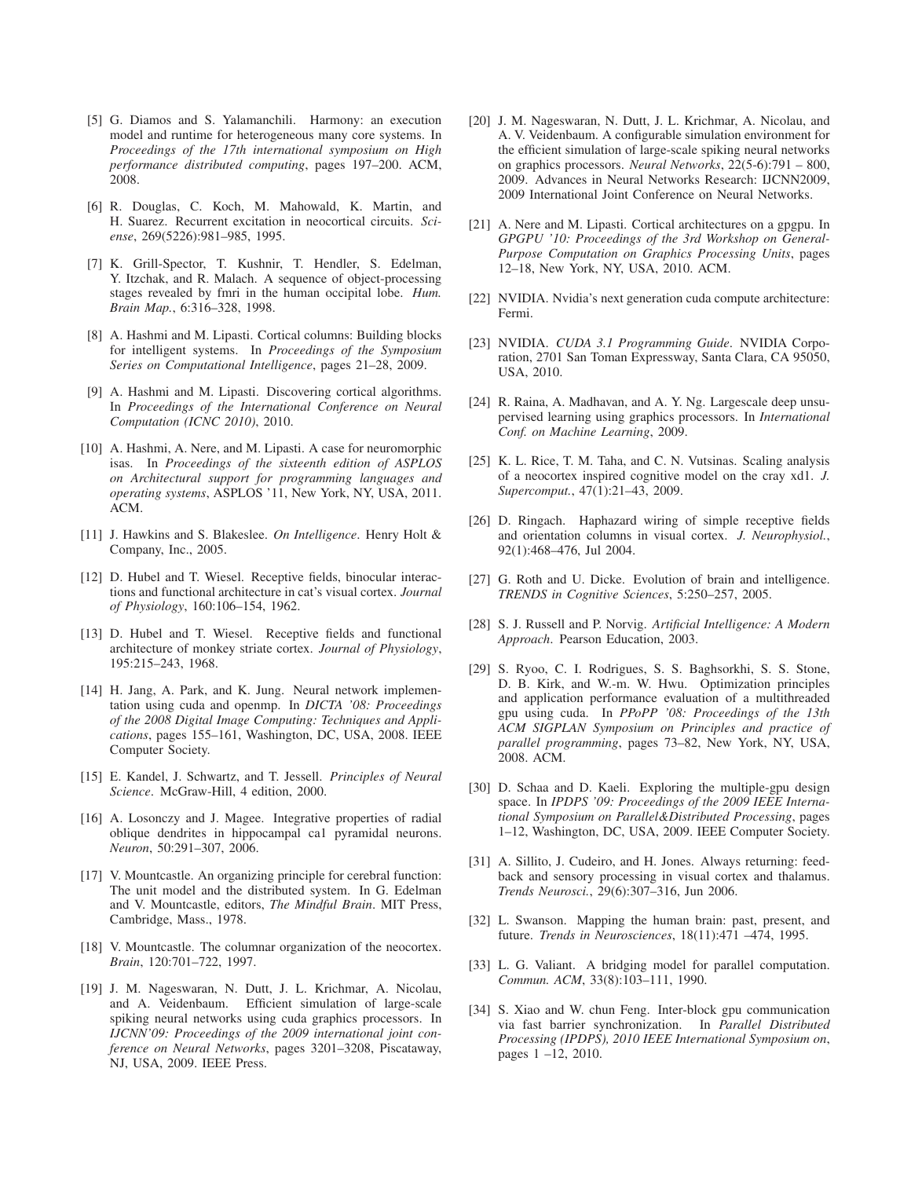[5] G. Diamos and S. Yalamanchili. Harmony: an execution model and runtime for heterogeneous many core systems. In *Proceedings of the 17th international symposium on High performance distributed computing*, pages 197–200. ACM, 2008.

[6] R. Douglas, C. Koch, M. Mahowald, K. Martin, and H. Suarez. Recurrent excitation in neocortical circuits. *Sciense*, 269(5226):981–985, 1995.

[7] K. Grill-Spector, T. Kushnir, T. Hendler, S. Edelman, Y. Itzchak, and R. Malach. A sequence of object-processing stages revealed by fmri in the human occipital lobe. *Hum. Brain Map.*, 6:316–328, 1998.

[8] A. Hashmi and M. Lipasti. Cortical columns: Building blocks for intelligent systems. In *Proceedings of the Symposium Series on Computational Intelligence*, pages 21–28, 2009.

[9] A. Hashmi and M. Lipasti. Discovering cortical algorithms. In *Proceedings of the International Conference on Neural Computation (ICNC 2010)*, 2010.

[10] A. Hashmi, A. Nere, and M. Lipasti. A case for neuromorphic isas. In *Proceedings of the sixteenth edition of ASPLOS on Architectural support for programming languages and operating systems*, ASPLOS '11, New York, NY, USA, 2011. ACM.

[11] J. Hawkins and S. Blakeslee. *On Intelligence*. Henry Holt & Company, Inc., 2005.

[12] D. Hubel and T. Wiesel. Receptive fields, binocular interactions and functional architecture in cat's visual cortex. *Journal of Physiology*, 160:106–154, 1962.

[13] D. Hubel and T. Wiesel. Receptive fields and functional architecture of monkey striate cortex. *Journal of Physiology*, 195:215–243, 1968.

[14] H. Jang, A. Park, and K. Jung. Neural network implementation using cuda and openmp. In *DICTA '08: Proceedings of the 2008 Digital Image Computing: Techniques and Applications*, pages 155–161, Washington, DC, USA, 2008. IEEE Computer Society.

[15] E. Kandel, J. Schwartz, and T. Jessell. *Principles of Neural Science*. McGraw-Hill, 4 edition, 2000.

[16] A. Losonczy and J. Magee. Integrative properties of radial oblique dendrites in hippocampal ca1 pyramidal neurons. *Neuron*, 50:291–307, 2006.

[17] V. Mountcastle. An organizing principle for cerebral function: The unit model and the distributed system. In G. Edelman and V. Mountcastle, editors, *The Mindful Brain*. MIT Press, Cambridge, Mass., 1978.

[18] V. Mountcastle. The columnar organization of the neocortex. *Brain*, 120:701–722, 1997.

[19] J. M. Nageswaran, N. Dutt, J. L. Krichmar, A. Nicolau, and A. Veidenbaum. Efficient simulation of large-scale spiking neural networks using cuda graphics processors. In *IJCNN'09: Proceedings of the 2009 international joint conference on Neural Networks*, pages 3201–3208, Piscataway, NJ, USA, 2009. IEEE Press.

[20] J. M. Nageswaran, N. Dutt, J. L. Krichmar, A. Nicolau, and A. V. Veidenbaum. A configurable simulation environment for the efficient simulation of large-scale spiking neural networks on graphics processors. *Neural Networks*, 22(5-6):791 – 800, 2009. Advances in Neural Networks Research: IJCNN2009, 2009 International Joint Conference on Neural Networks.

[21] A. Nere and M. Lipasti. Cortical architectures on a gpgpu. In *GPGPU '10: Proceedings of the 3rd Workshop on General-Purpose Computation on Graphics Processing Units*, pages 12–18, New York, NY, USA, 2010. ACM.

[22] NVIDIA. Nvidia's next generation cuda compute architecture: Fermi.

[23] NVIDIA. *CUDA 3.1 Programming Guide*. NVIDIA Corporation, 2701 San Toman Expressway, Santa Clara, CA 95050, USA, 2010.

[24] R. Raina, A. Madhavan, and A. Y. Ng. Largescale deep unsupervised learning using graphics processors. In *International Conf. on Machine Learning*, 2009.

[25] K. L. Rice, T. M. Taha, and C. N. Vutsinas. Scaling analysis of a neocortex inspired cognitive model on the cray xd1. *J. Supercomput.*, 47(1):21–43, 2009.

[26] D. Ringach. Haphazard wiring of simple receptive fields and orientation columns in visual cortex. *J. Neurophysiol.*, 92(1):468–476, Jul 2004.

[27] G. Roth and U. Dicke. Evolution of brain and intelligence. *TRENDS in Cognitive Sciences*, 5:250–257, 2005.

[28] S. J. Russell and P. Norvig. *Artificial Intelligence: A Modern Approach*. Pearson Education, 2003.

[29] S. Ryoo, C. I. Rodrigues, S. S. Baghsorkhi, S. S. Stone, D. B. Kirk, and W.-m. W. Hwu. Optimization principles and application performance evaluation of a multithreaded gpu using cuda. In *PPoPP '08: Proceedings of the 13th ACM SIGPLAN Symposium on Principles and practice of parallel programming*, pages 73–82, New York, NY, USA, 2008. ACM.

[30] D. Schaa and D. Kaeli. Exploring the multiple-gpu design space. In *IPDPS '09: Proceedings of the 2009 IEEE International Symposium on Parallel&Distributed Processing*, pages 1–12, Washington, DC, USA, 2009. IEEE Computer Society.

[31] A. Sillito, J. Cudeiro, and H. Jones. Always returning: feedback and sensory processing in visual cortex and thalamus. *Trends Neurosci.*, 29(6):307–316, Jun 2006.

[32] L. Swanson. Mapping the human brain: past, present, and future. *Trends in Neurosciences*, 18(11):471 –474, 1995.

[33] L. G. Valiant. A bridging model for parallel computation. *Commun. ACM*, 33(8):103–111, 1990.

[34] S. Xiao and W. chun Feng. Inter-block gpu communication via fast barrier synchronization. In *Parallel Distributed Processing (IPDPS), 2010 IEEE International Symposium on*, pages 1 –12, 2010.